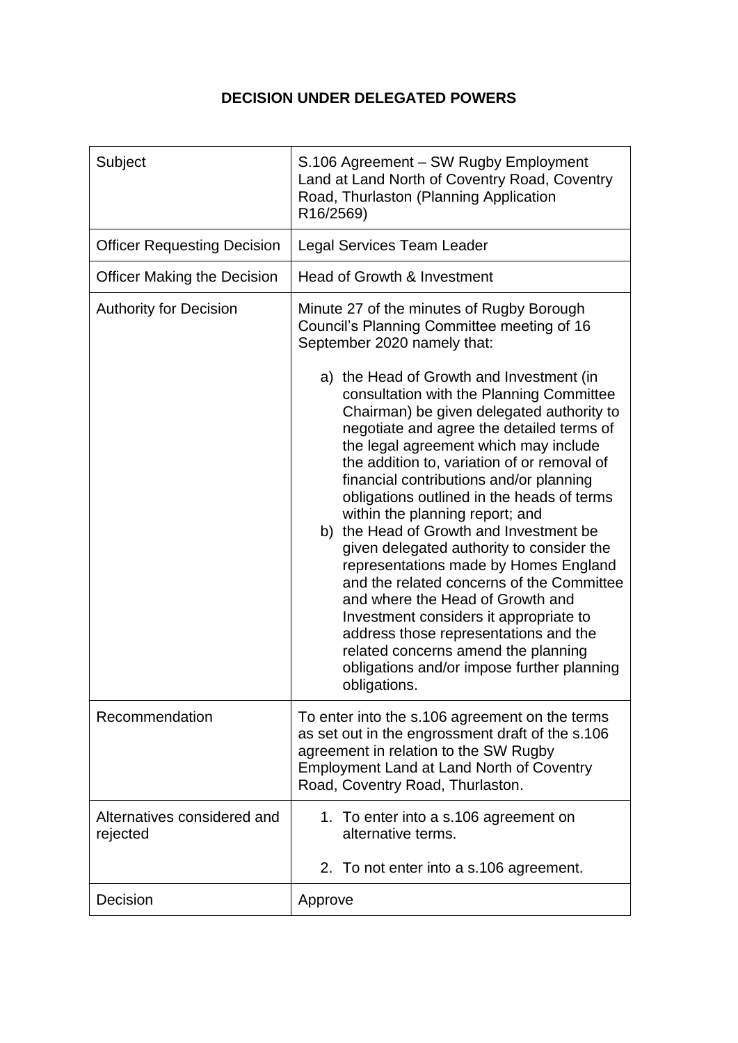# DECISION UNDER DELEGATED POWERS

| | |
|---|---|
| Subject | S.106 Agreement – SW Rugby Employment Land at Land North of Coventry Road, Coventry Road, Thurlaston (Planning Application R16/2569) |
| Officer Requesting Decision | Legal Services Team Leader |
| Officer Making the Decision | Head of Growth & Investment |
| Authority for Decision | Minute 27 of the minutes of Rugby Borough Council's Planning Committee meeting of 16 September 2020 namely that:<br><br>a) the Head of Growth and Investment (in consultation with the Planning Committee Chairman) be given delegated authority to negotiate and agree the detailed terms of the legal agreement which may include the addition to, variation of or removal of financial contributions and/or planning obligations outlined in the heads of terms within the planning report; and<br>b) the Head of Growth and Investment be given delegated authority to consider the representations made by Homes England and the related concerns of the Committee and where the Head of Growth and Investment considers it appropriate to address those representations and the related concerns amend the planning obligations and/or impose further planning obligations. |
| Recommendation | To enter into the s.106 agreement on the terms as set out in the engrossment draft of the s.106 agreement in relation to the SW Rugby Employment Land at Land North of Coventry Road, Coventry Road, Thurlaston. |
| Alternatives considered and rejected | 1. To enter into a s.106 agreement on alternative terms.<br><br>2. To not enter into a s.106 agreement. |
| Decision | Approve |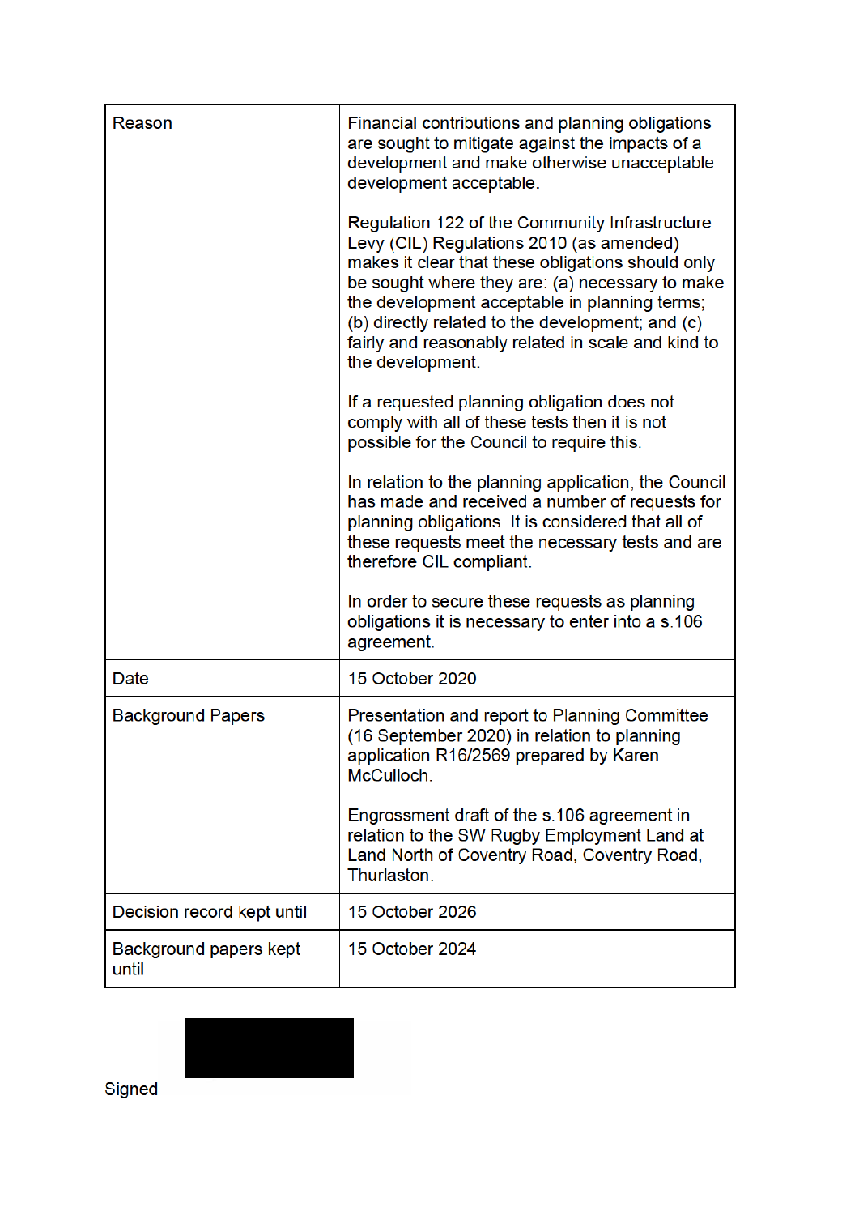| Reason | Financial contributions and planning obligations are sought to mitigate against the impacts of a development and make otherwise unacceptable development acceptable.<br><br>Regulation 122 of the Community Infrastructure Levy (CIL) Regulations 2010 (as amended) makes it clear that these obligations should only be sought where they are: (a) necessary to make the development acceptable in planning terms; (b) directly related to the development; and (c) fairly and reasonably related in scale and kind to the development.<br><br>If a requested planning obligation does not comply with all of these tests then it is not possible for the Council to require this.<br><br>In relation to the planning application, the Council has made and received a number of requests for planning obligations. It is considered that all of these requests meet the necessary tests and are therefore CIL compliant.<br><br>In order to secure these requests as planning obligations it is necessary to enter into a s.106 agreement. |
|---|---|
| Date | 15 October 2020 |
| Background Papers | Presentation and report to Planning Committee (16 September 2020) in relation to planning application R16/2569 prepared by Karen McCulloch.<br><br>Engrossment draft of the s.106 agreement in relation to the SW Rugby Employment Land at Land North of Coventry Road, Coventry Road, Thurlaston. |
| Decision record kept until | 15 October 2026 |
| Background papers kept until | 15 October 2024 |

Signed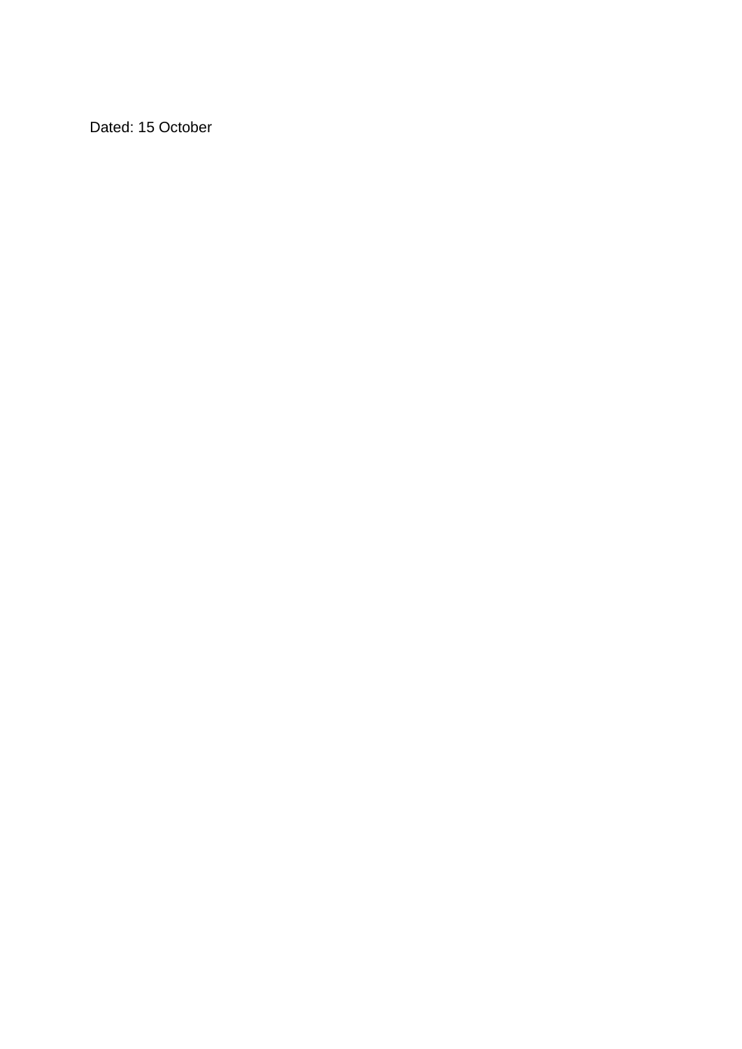Dated: 15 October